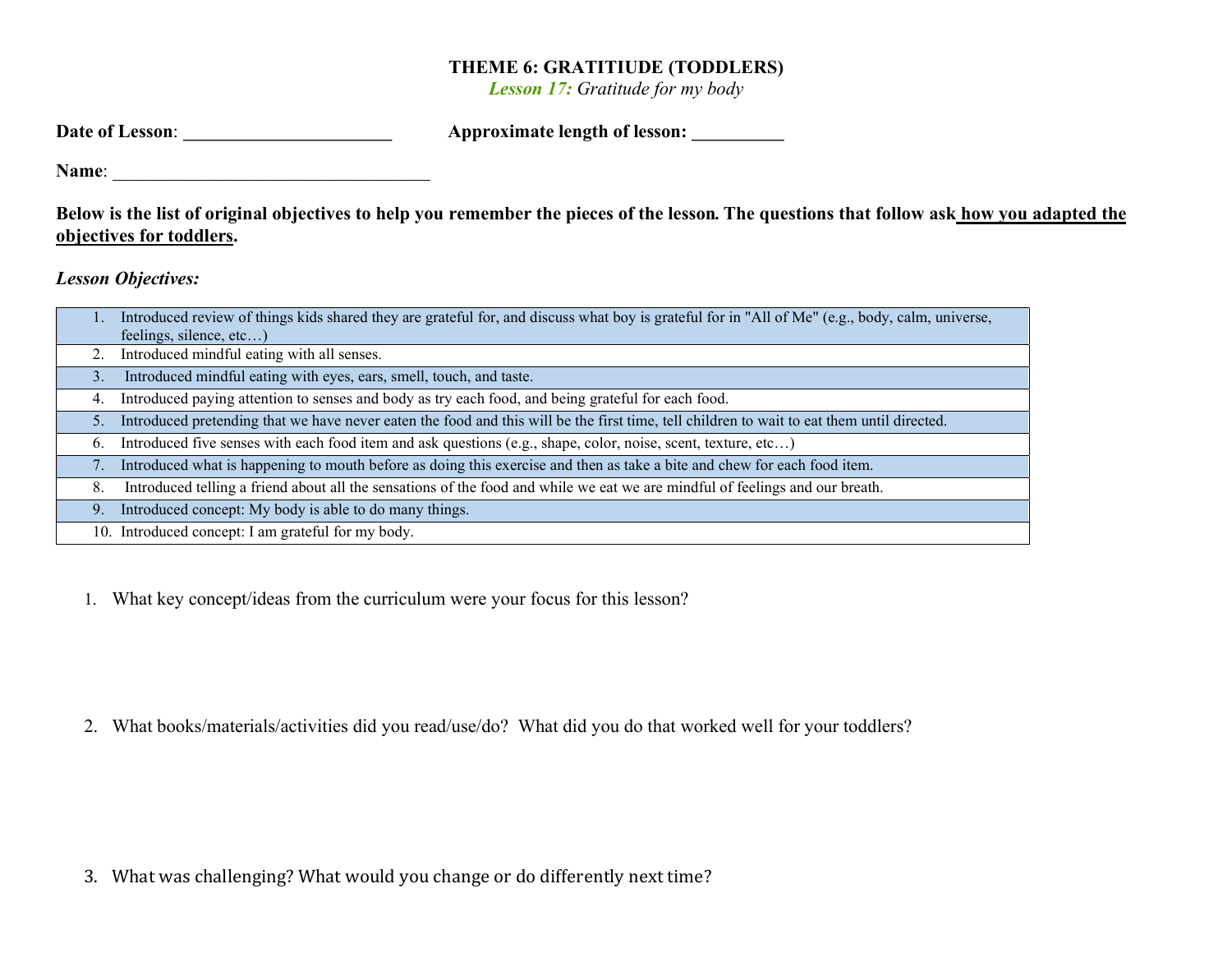# THEME 6: GRATITIUDE (TODDLERS)

*Lesson 17: Gratitude for my body*

**Date of Lesson**: ______________________ **Approximate length of lesson:** __________

**Name**: ___________________________________

**Below is the list of original objectives to help you remember the pieces of the lesson. The questions that follow ask how you adapted the objectives for toddlers.**

***Lesson Objectives:***

| # | Objective |
|---|---|
| 1. | Introduced review of things kids shared they are grateful for, and discuss what boy is grateful for in "All of Me" (e.g., body, calm, universe, feelings, silence, etc…) |
| 2. | Introduced mindful eating with all senses. |
| 3. | Introduced mindful eating with eyes, ears, smell, touch, and taste. |
| 4. | Introduced paying attention to senses and body as try each food, and being grateful for each food. |
| 5. | Introduced pretending that we have never eaten the food and this will be the first time, tell children to wait to eat them until directed. |
| 6. | Introduced five senses with each food item and ask questions (e.g., shape, color, noise, scent, texture, etc…) |
| 7. | Introduced what is happening to mouth before as doing this exercise and then as take a bite and chew for each food item. |
| 8. | Introduced telling a friend about all the sensations of the food and while we eat we are mindful of feelings and our breath. |
| 9. | Introduced concept: My body is able to do many things. |
| 10. | Introduced concept: I am grateful for my body. |

1. What key concept/ideas from the curriculum were your focus for this lesson?

2. What books/materials/activities did you read/use/do? What did you do that worked well for your toddlers?

3. What was challenging? What would you change or do differently next time?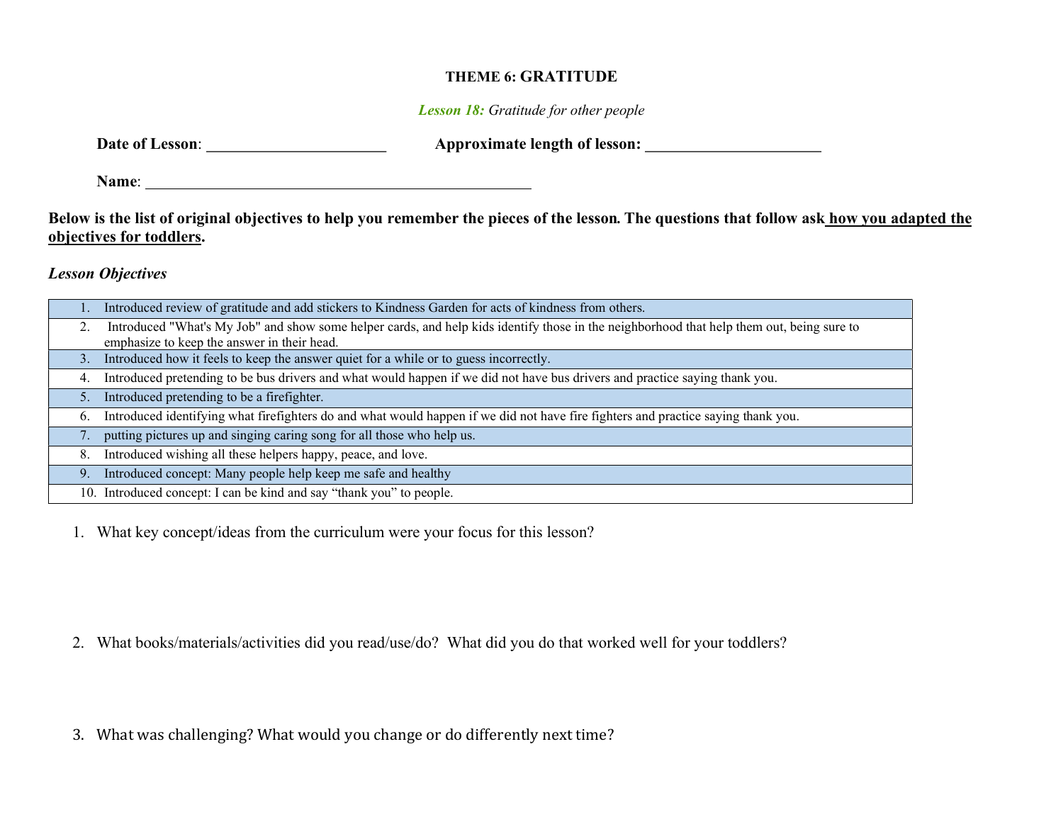**THEME 6: GRATITUDE**

*Lesson 18: Gratitude for other people*

**Date of Lesson**: ______________________ **Approximate length of lesson:** ______________________

**Name**: ______________________________________________

**Below is the list of original objectives to help you remember the pieces of the lesson. The questions that follow ask how you adapted the objectives for toddlers.**

***Lesson Objectives***

| | |
|---|---|
| 1. | Introduced review of gratitude and add stickers to Kindness Garden for acts of kindness from others. |
| 2. | Introduced "What's My Job" and show some helper cards, and help kids identify those in the neighborhood that help them out, being sure to emphasize to keep the answer in their head. |
| 3. | Introduced how it feels to keep the answer quiet for a while or to guess incorrectly. |
| 4. | Introduced pretending to be bus drivers and what would happen if we did not have bus drivers and practice saying thank you. |
| 5. | Introduced pretending to be a firefighter. |
| 6. | Introduced identifying what firefighters do and what would happen if we did not have fire fighters and practice saying thank you. |
| 7. | putting pictures up and singing caring song for all those who help us. |
| 8. | Introduced wishing all these helpers happy, peace, and love. |
| 9. | Introduced concept: Many people help keep me safe and healthy |
| 10. | Introduced concept: I can be kind and say "thank you" to people. |

1. What key concept/ideas from the curriculum were your focus for this lesson?

2. What books/materials/activities did you read/use/do? What did you do that worked well for your toddlers?

3. What was challenging? What would you change or do differently next time?